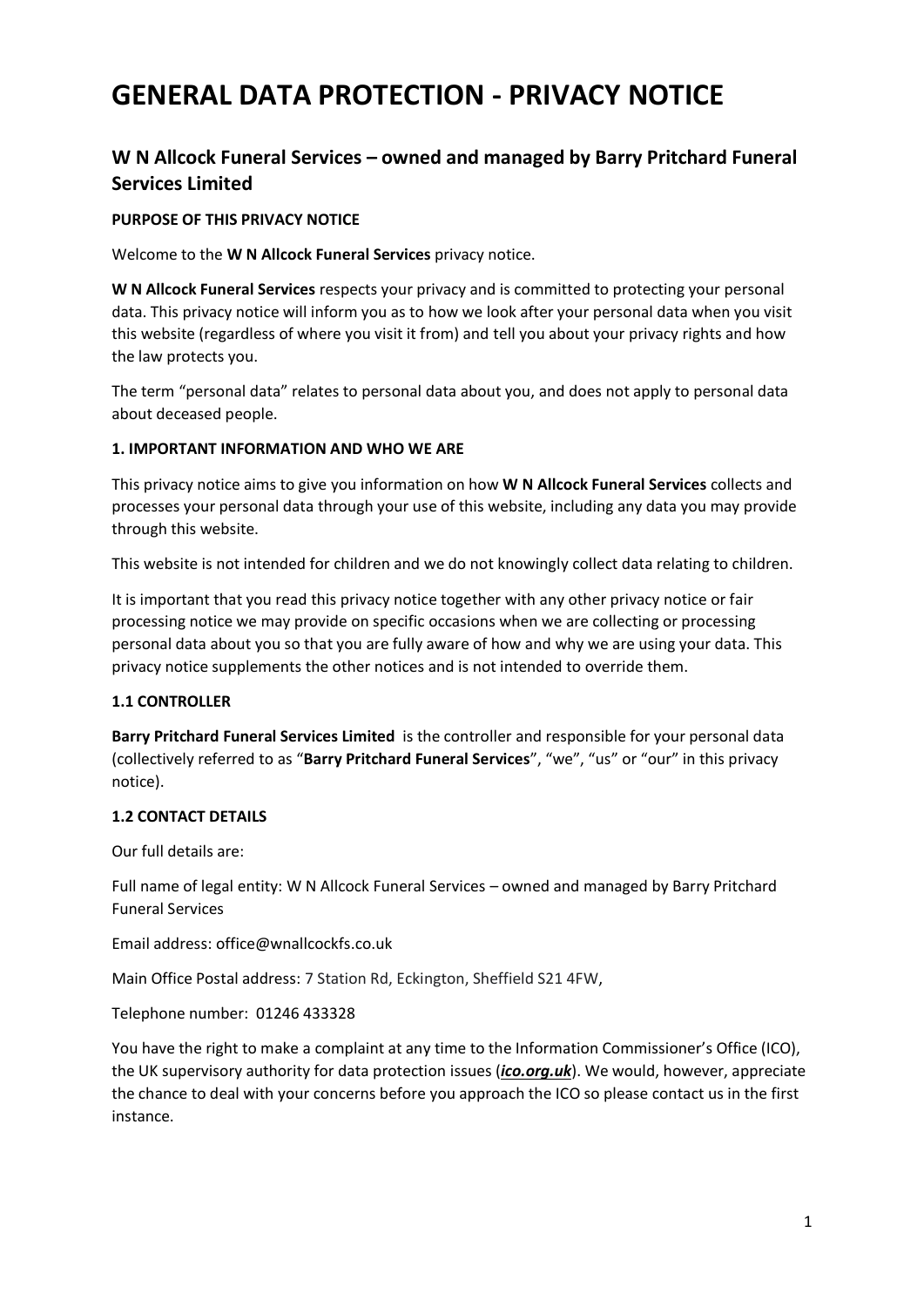# GENERAL DATA PROTECTION - PRIVACY NOTICE

## W N Allcock Funeral Services – owned and managed by Barry Pritchard Funeral Services Limited

**PURPOSE OF THIS PRIVACY NOTICE**

Welcome to the **W N Allcock Funeral Services** privacy notice.

**W N Allcock Funeral Services** respects your privacy and is committed to protecting your personal data. This privacy notice will inform you as to how we look after your personal data when you visit this website (regardless of where you visit it from) and tell you about your privacy rights and how the law protects you.

The term "personal data" relates to personal data about you, and does not apply to personal data about deceased people.

**1. IMPORTANT INFORMATION AND WHO WE ARE**

This privacy notice aims to give you information on how **W N Allcock Funeral Services** collects and processes your personal data through your use of this website, including any data you may provide through this website.

This website is not intended for children and we do not knowingly collect data relating to children.

It is important that you read this privacy notice together with any other privacy notice or fair processing notice we may provide on specific occasions when we are collecting or processing personal data about you so that you are fully aware of how and why we are using your data. This privacy notice supplements the other notices and is not intended to override them.

**1.1 CONTROLLER**

**Barry Pritchard Funeral Services Limited** is the controller and responsible for your personal data (collectively referred to as "**Barry Pritchard Funeral Services**", "we", "us" or "our" in this privacy notice).

**1.2 CONTACT DETAILS**

Our full details are:

Full name of legal entity: W N Allcock Funeral Services – owned and managed by Barry Pritchard Funeral Services

Email address: office@wnallcockfs.co.uk

Main Office Postal address: 7 Station Rd, Eckington, Sheffield S21 4FW,

Telephone number: 01246 433328

You have the right to make a complaint at any time to the Information Commissioner's Office (ICO), the UK supervisory authority for data protection issues (***ico.org.uk***). We would, however, appreciate the chance to deal with your concerns before you approach the ICO so please contact us in the first instance.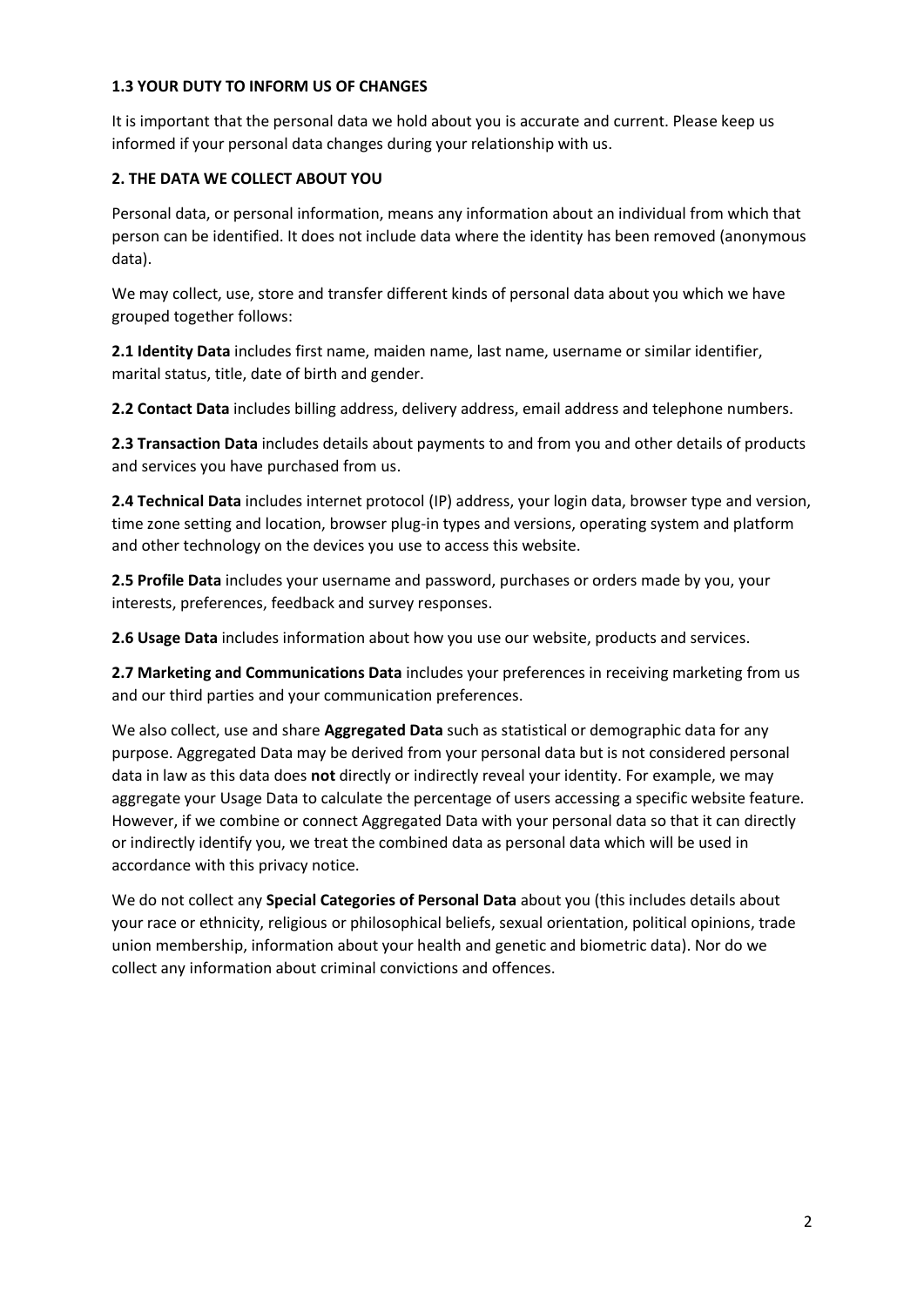### 1.3 YOUR DUTY TO INFORM US OF CHANGES

It is important that the personal data we hold about you is accurate and current. Please keep us informed if your personal data changes during your relationship with us.

## 2. THE DATA WE COLLECT ABOUT YOU

Personal data, or personal information, means any information about an individual from which that person can be identified. It does not include data where the identity has been removed (anonymous data).

We may collect, use, store and transfer different kinds of personal data about you which we have grouped together follows:

**2.1 Identity Data** includes first name, maiden name, last name, username or similar identifier, marital status, title, date of birth and gender.

**2.2 Contact Data** includes billing address, delivery address, email address and telephone numbers.

**2.3 Transaction Data** includes details about payments to and from you and other details of products and services you have purchased from us.

**2.4 Technical Data** includes internet protocol (IP) address, your login data, browser type and version, time zone setting and location, browser plug-in types and versions, operating system and platform and other technology on the devices you use to access this website.

**2.5 Profile Data** includes your username and password, purchases or orders made by you, your interests, preferences, feedback and survey responses.

**2.6 Usage Data** includes information about how you use our website, products and services.

**2.7 Marketing and Communications Data** includes your preferences in receiving marketing from us and our third parties and your communication preferences.

We also collect, use and share **Aggregated Data** such as statistical or demographic data for any purpose. Aggregated Data may be derived from your personal data but is not considered personal data in law as this data does **not** directly or indirectly reveal your identity. For example, we may aggregate your Usage Data to calculate the percentage of users accessing a specific website feature. However, if we combine or connect Aggregated Data with your personal data so that it can directly or indirectly identify you, we treat the combined data as personal data which will be used in accordance with this privacy notice.

We do not collect any **Special Categories of Personal Data** about you (this includes details about your race or ethnicity, religious or philosophical beliefs, sexual orientation, political opinions, trade union membership, information about your health and genetic and biometric data). Nor do we collect any information about criminal convictions and offences.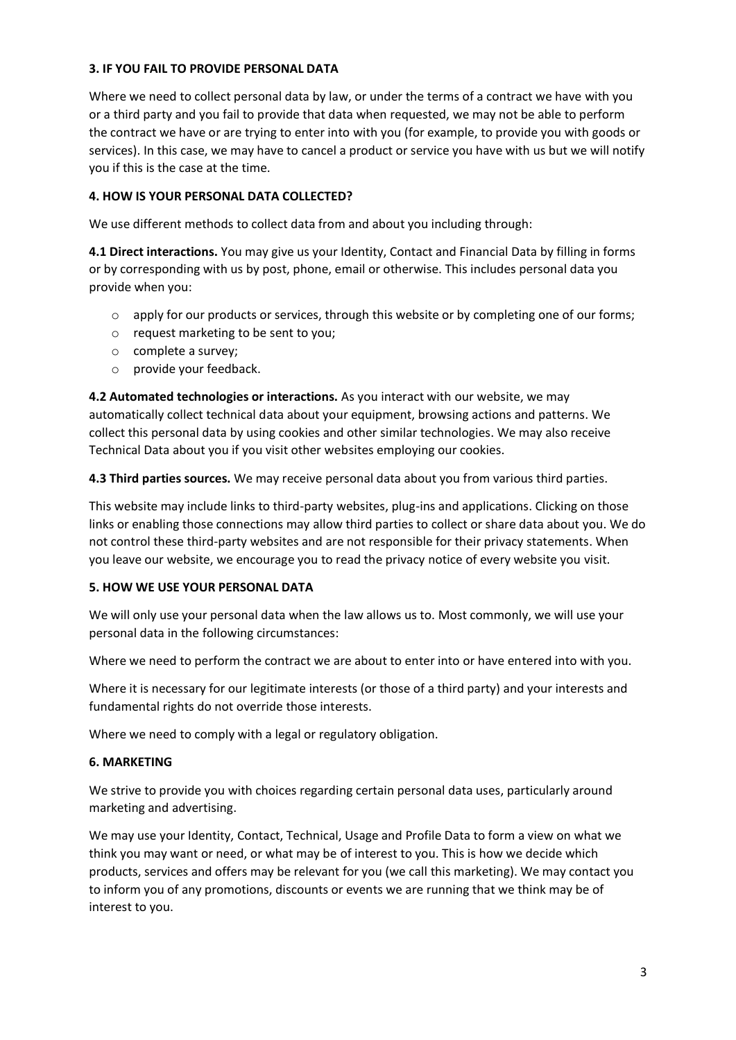### 3. IF YOU FAIL TO PROVIDE PERSONAL DATA

Where we need to collect personal data by law, or under the terms of a contract we have with you or a third party and you fail to provide that data when requested, we may not be able to perform the contract we have or are trying to enter into with you (for example, to provide you with goods or services). In this case, we may have to cancel a product or service you have with us but we will notify you if this is the case at the time.

### 4. HOW IS YOUR PERSONAL DATA COLLECTED?

We use different methods to collect data from and about you including through:

**4.1 Direct interactions.** You may give us your Identity, Contact and Financial Data by filling in forms or by corresponding with us by post, phone, email or otherwise. This includes personal data you provide when you:

- apply for our products or services, through this website or by completing one of our forms;
- request marketing to be sent to you;
- complete a survey;
- provide your feedback.

**4.2 Automated technologies or interactions.** As you interact with our website, we may automatically collect technical data about your equipment, browsing actions and patterns. We collect this personal data by using cookies and other similar technologies. We may also receive Technical Data about you if you visit other websites employing our cookies.

**4.3 Third parties sources.** We may receive personal data about you from various third parties.

This website may include links to third-party websites, plug-ins and applications. Clicking on those links or enabling those connections may allow third parties to collect or share data about you. We do not control these third-party websites and are not responsible for their privacy statements. When you leave our website, we encourage you to read the privacy notice of every website you visit.

### 5. HOW WE USE YOUR PERSONAL DATA

We will only use your personal data when the law allows us to. Most commonly, we will use your personal data in the following circumstances:

Where we need to perform the contract we are about to enter into or have entered into with you.

Where it is necessary for our legitimate interests (or those of a third party) and your interests and fundamental rights do not override those interests.

Where we need to comply with a legal or regulatory obligation.

### 6. MARKETING

We strive to provide you with choices regarding certain personal data uses, particularly around marketing and advertising.

We may use your Identity, Contact, Technical, Usage and Profile Data to form a view on what we think you may want or need, or what may be of interest to you. This is how we decide which products, services and offers may be relevant for you (we call this marketing). We may contact you to inform you of any promotions, discounts or events we are running that we think may be of interest to you.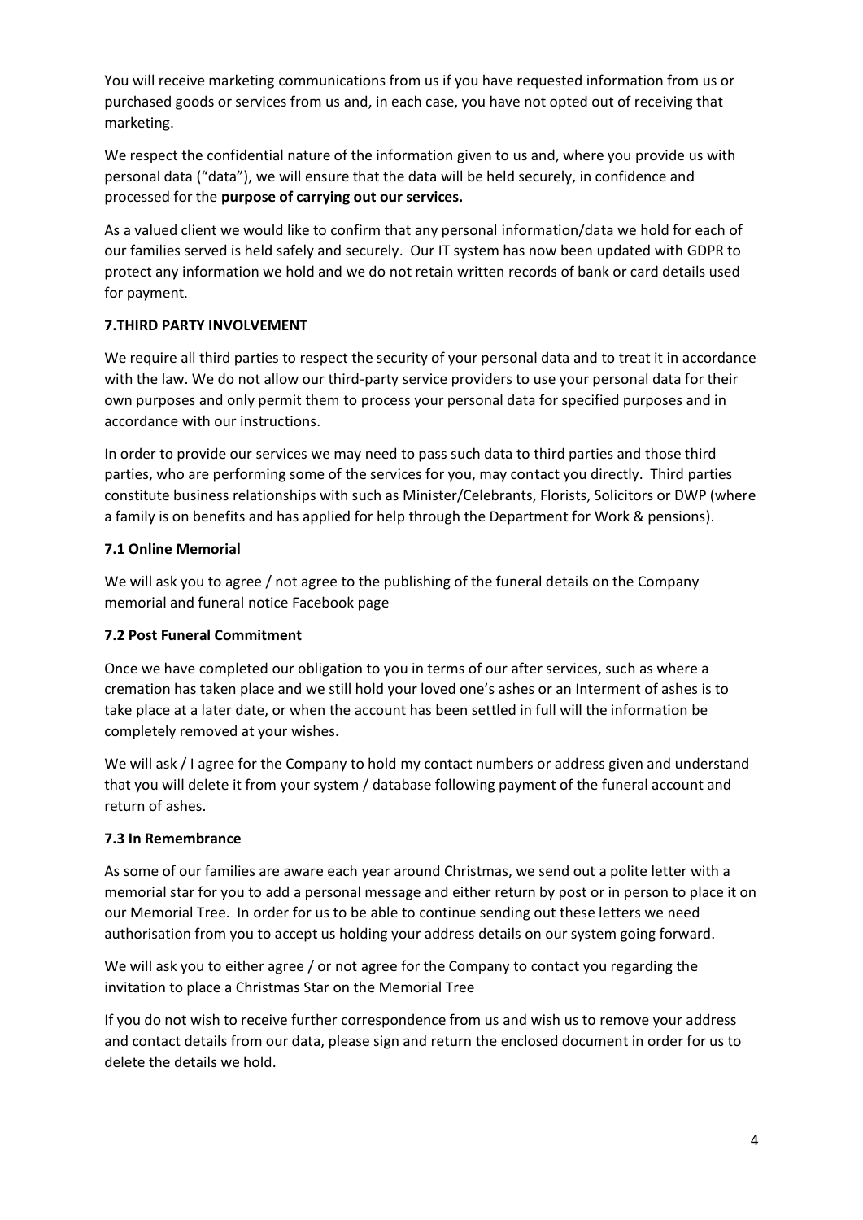You will receive marketing communications from us if you have requested information from us or purchased goods or services from us and, in each case, you have not opted out of receiving that marketing.

We respect the confidential nature of the information given to us and, where you provide us with personal data ("data"), we will ensure that the data will be held securely, in confidence and processed for the **purpose of carrying out our services.**

As a valued client we would like to confirm that any personal information/data we hold for each of our families served is held safely and securely. Our IT system has now been updated with GDPR to protect any information we hold and we do not retain written records of bank or card details used for payment.

### 7.THIRD PARTY INVOLVEMENT

We require all third parties to respect the security of your personal data and to treat it in accordance with the law. We do not allow our third-party service providers to use your personal data for their own purposes and only permit them to process your personal data for specified purposes and in accordance with our instructions.

In order to provide our services we may need to pass such data to third parties and those third parties, who are performing some of the services for you, may contact you directly. Third parties constitute business relationships with such as Minister/Celebrants, Florists, Solicitors or DWP (where a family is on benefits and has applied for help through the Department for Work & pensions).

### 7.1 Online Memorial

We will ask you to agree / not agree to the publishing of the funeral details on the Company memorial and funeral notice Facebook page

### 7.2 Post Funeral Commitment

Once we have completed our obligation to you in terms of our after services, such as where a cremation has taken place and we still hold your loved one's ashes or an Interment of ashes is to take place at a later date, or when the account has been settled in full will the information be completely removed at your wishes.

We will ask / I agree for the Company to hold my contact numbers or address given and understand that you will delete it from your system / database following payment of the funeral account and return of ashes.

### 7.3 In Remembrance

As some of our families are aware each year around Christmas, we send out a polite letter with a memorial star for you to add a personal message and either return by post or in person to place it on our Memorial Tree. In order for us to be able to continue sending out these letters we need authorisation from you to accept us holding your address details on our system going forward.

We will ask you to either agree / or not agree for the Company to contact you regarding the invitation to place a Christmas Star on the Memorial Tree

If you do not wish to receive further correspondence from us and wish us to remove your address and contact details from our data, please sign and return the enclosed document in order for us to delete the details we hold.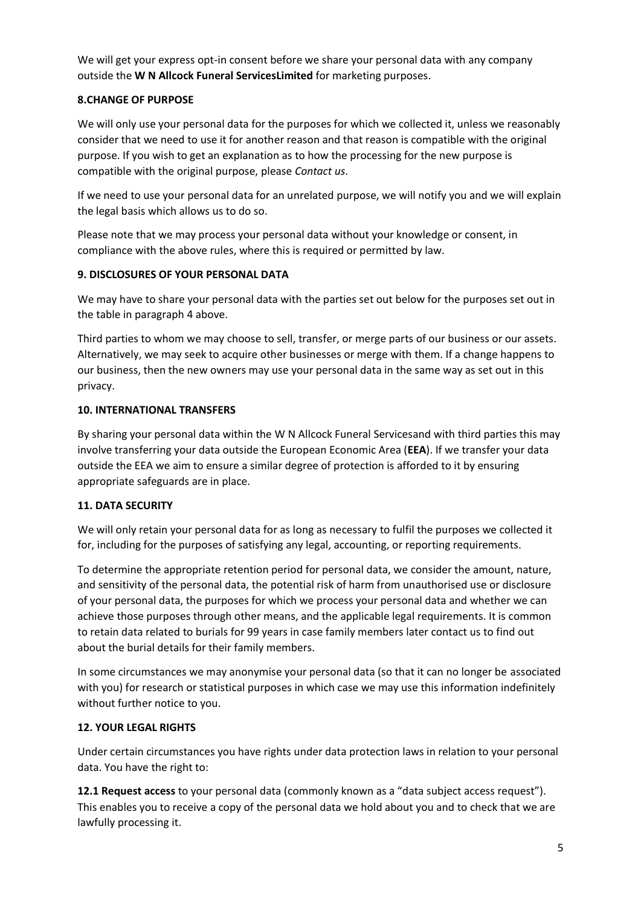We will get your express opt-in consent before we share your personal data with any company outside the **W N Allcock Funeral ServicesLimited** for marketing purposes.

### 8.CHANGE OF PURPOSE

We will only use your personal data for the purposes for which we collected it, unless we reasonably consider that we need to use it for another reason and that reason is compatible with the original purpose. If you wish to get an explanation as to how the processing for the new purpose is compatible with the original purpose, please *Contact us*.

If we need to use your personal data for an unrelated purpose, we will notify you and we will explain the legal basis which allows us to do so.

Please note that we may process your personal data without your knowledge or consent, in compliance with the above rules, where this is required or permitted by law.

### 9. DISCLOSURES OF YOUR PERSONAL DATA

We may have to share your personal data with the parties set out below for the purposes set out in the table in paragraph 4 above.

Third parties to whom we may choose to sell, transfer, or merge parts of our business or our assets. Alternatively, we may seek to acquire other businesses or merge with them. If a change happens to our business, then the new owners may use your personal data in the same way as set out in this privacy.

### 10. INTERNATIONAL TRANSFERS

By sharing your personal data within the W N Allcock Funeral Servicesand with third parties this may involve transferring your data outside the European Economic Area (**EEA**). If we transfer your data outside the EEA we aim to ensure a similar degree of protection is afforded to it by ensuring appropriate safeguards are in place.

### 11. DATA SECURITY

We will only retain your personal data for as long as necessary to fulfil the purposes we collected it for, including for the purposes of satisfying any legal, accounting, or reporting requirements.

To determine the appropriate retention period for personal data, we consider the amount, nature, and sensitivity of the personal data, the potential risk of harm from unauthorised use or disclosure of your personal data, the purposes for which we process your personal data and whether we can achieve those purposes through other means, and the applicable legal requirements. It is common to retain data related to burials for 99 years in case family members later contact us to find out about the burial details for their family members.

In some circumstances we may anonymise your personal data (so that it can no longer be associated with you) for research or statistical purposes in which case we may use this information indefinitely without further notice to you.

### 12. YOUR LEGAL RIGHTS

Under certain circumstances you have rights under data protection laws in relation to your personal data. You have the right to:

**12.1 Request access** to your personal data (commonly known as a "data subject access request"). This enables you to receive a copy of the personal data we hold about you and to check that we are lawfully processing it.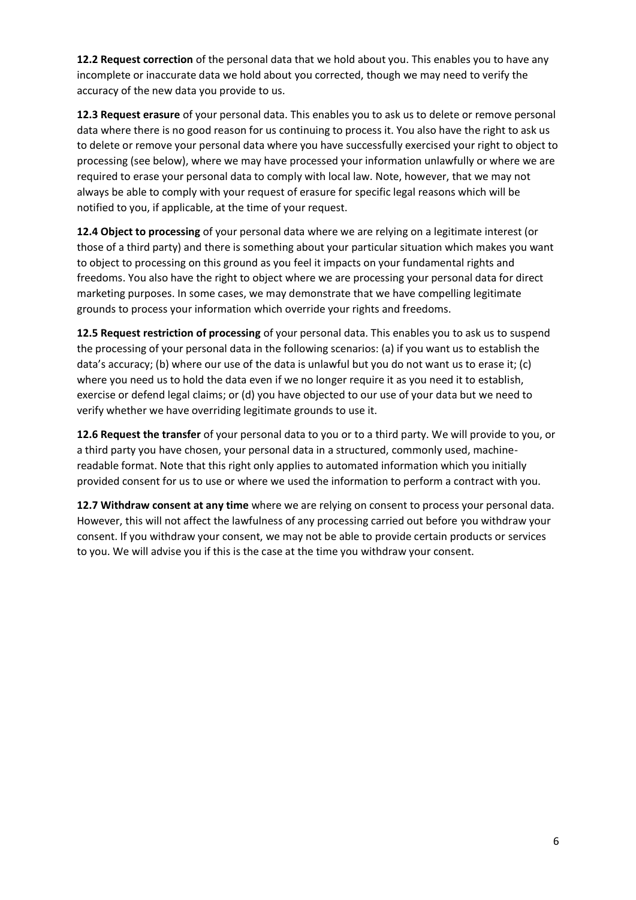**12.2 Request correction** of the personal data that we hold about you. This enables you to have any incomplete or inaccurate data we hold about you corrected, though we may need to verify the accuracy of the new data you provide to us.

**12.3 Request erasure** of your personal data. This enables you to ask us to delete or remove personal data where there is no good reason for us continuing to process it. You also have the right to ask us to delete or remove your personal data where you have successfully exercised your right to object to processing (see below), where we may have processed your information unlawfully or where we are required to erase your personal data to comply with local law. Note, however, that we may not always be able to comply with your request of erasure for specific legal reasons which will be notified to you, if applicable, at the time of your request.

**12.4 Object to processing** of your personal data where we are relying on a legitimate interest (or those of a third party) and there is something about your particular situation which makes you want to object to processing on this ground as you feel it impacts on your fundamental rights and freedoms. You also have the right to object where we are processing your personal data for direct marketing purposes. In some cases, we may demonstrate that we have compelling legitimate grounds to process your information which override your rights and freedoms.

**12.5 Request restriction of processing** of your personal data. This enables you to ask us to suspend the processing of your personal data in the following scenarios: (a) if you want us to establish the data's accuracy; (b) where our use of the data is unlawful but you do not want us to erase it; (c) where you need us to hold the data even if we no longer require it as you need it to establish, exercise or defend legal claims; or (d) you have objected to our use of your data but we need to verify whether we have overriding legitimate grounds to use it.

**12.6 Request the transfer** of your personal data to you or to a third party. We will provide to you, or a third party you have chosen, your personal data in a structured, commonly used, machine-readable format. Note that this right only applies to automated information which you initially provided consent for us to use or where we used the information to perform a contract with you.

**12.7 Withdraw consent at any time** where we are relying on consent to process your personal data. However, this will not affect the lawfulness of any processing carried out before you withdraw your consent. If you withdraw your consent, we may not be able to provide certain products or services to you. We will advise you if this is the case at the time you withdraw your consent.